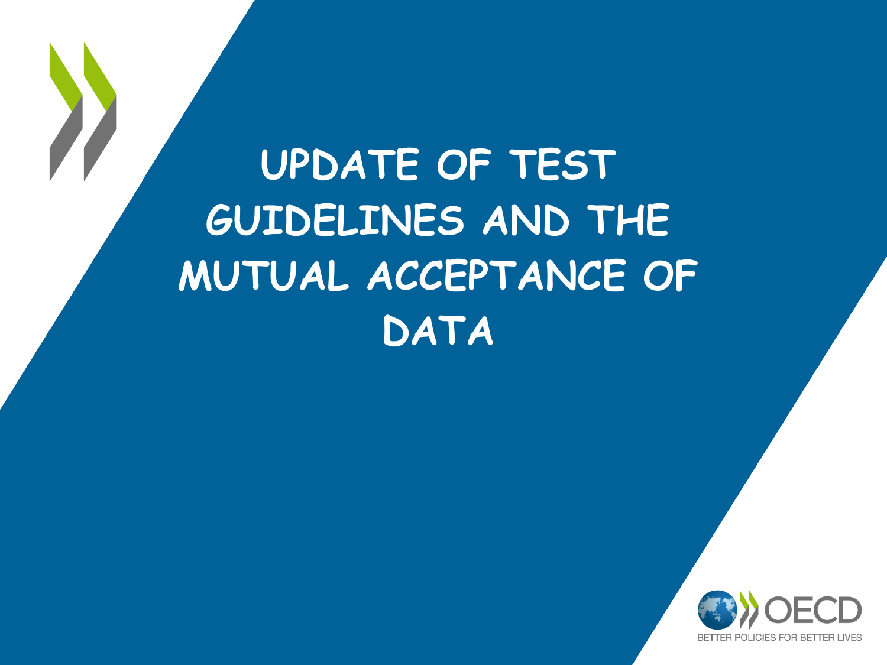# UPDATE OF TEST GUIDELINES AND THE MUTUAL ACCEPTANCE OF DATA

OECD

BETTER POLICIES FOR BETTER LIVES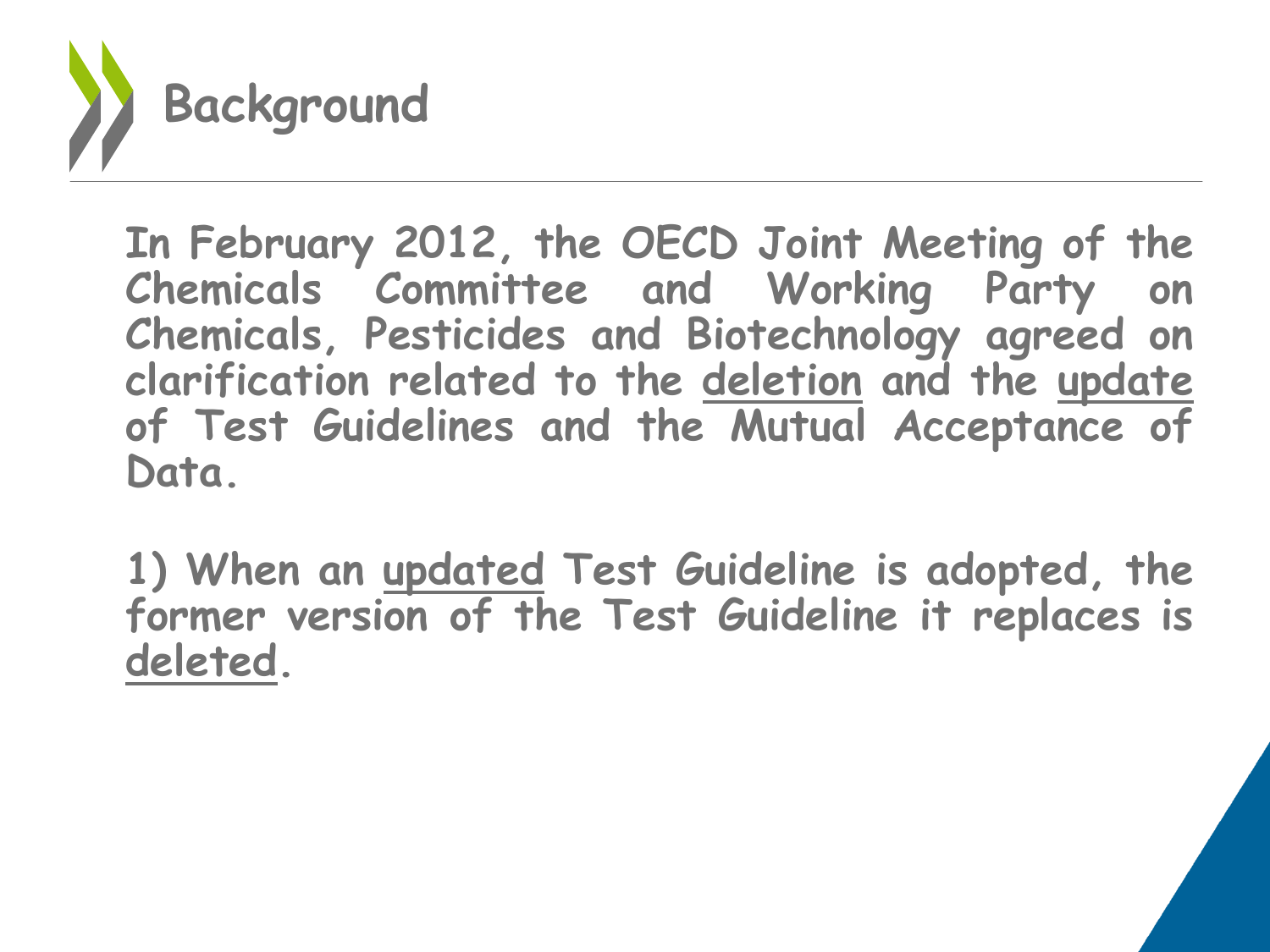# Background

In February 2012, the OECD Joint Meeting of the Chemicals Committee and Working Party on Chemicals, Pesticides and Biotechnology agreed on clarification related to the deletion and the update of Test Guidelines and the Mutual Acceptance of Data.

1) When an updated Test Guideline is adopted, the former version of the Test Guideline it replaces is deleted.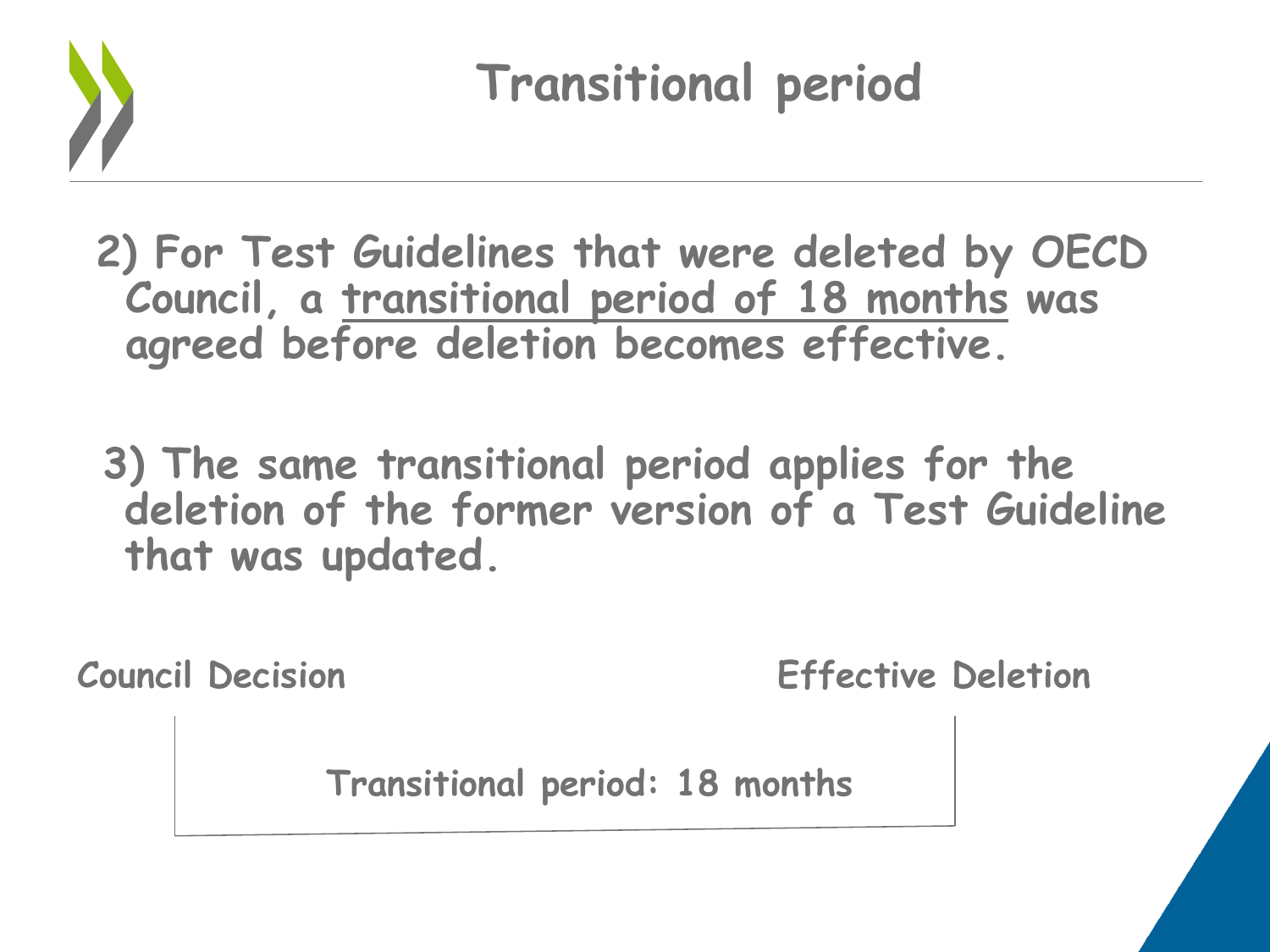# Transitional period

2) For Test Guidelines that were deleted by OECD Council, a transitional period of 18 months was agreed before deletion becomes effective.

3) The same transitional period applies for the deletion of the former version of a Test Guideline that was updated.

Council Decision — Effective Deletion

Transitional period: 18 months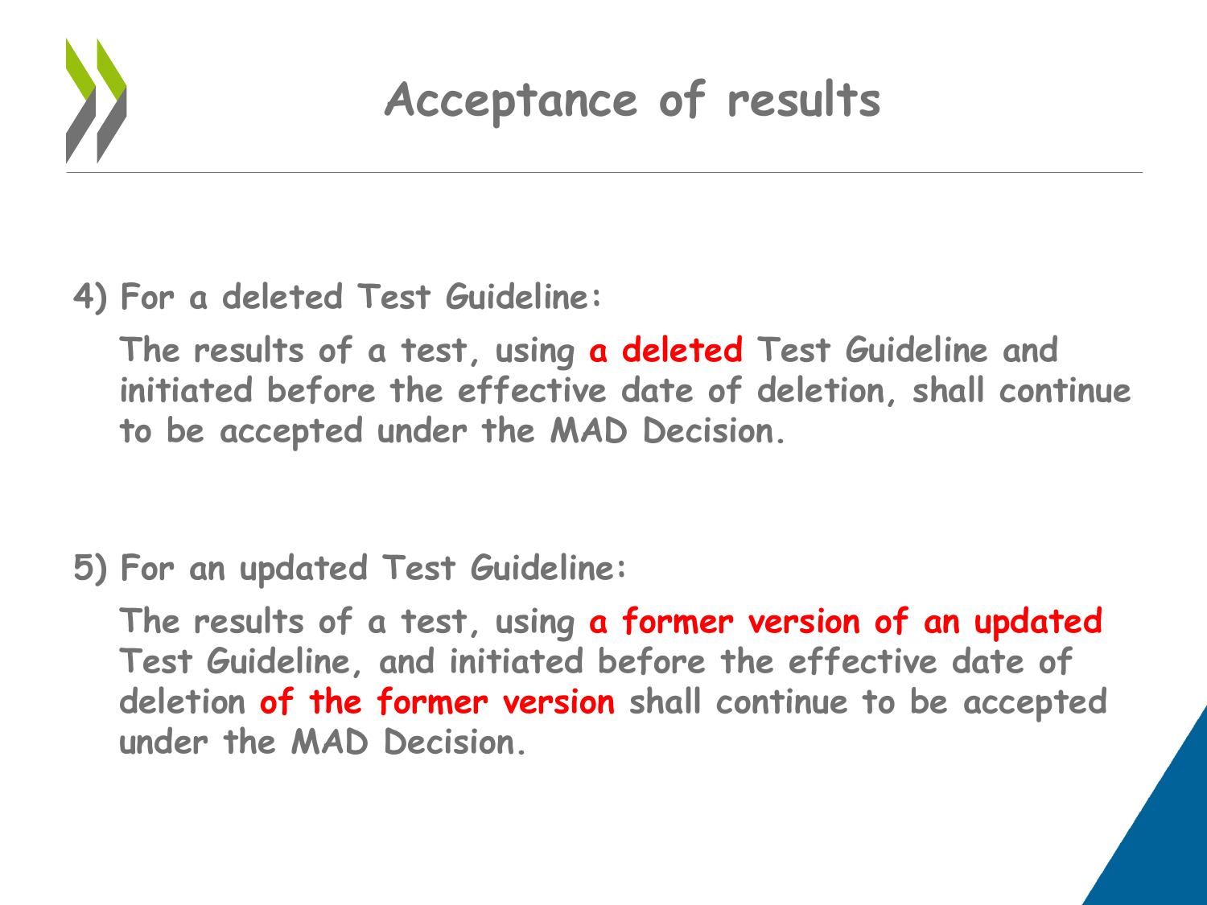# Acceptance of results

4) For a deleted Test Guideline:

   The results of a test, using **a deleted** Test Guideline and initiated before the effective date of deletion, shall continue to be accepted under the MAD Decision.

5) For an updated Test Guideline:

   The results of a test, using **a former version of an updated** Test Guideline, and initiated before the effective date of deletion **of the former version** shall continue to be accepted under the MAD Decision.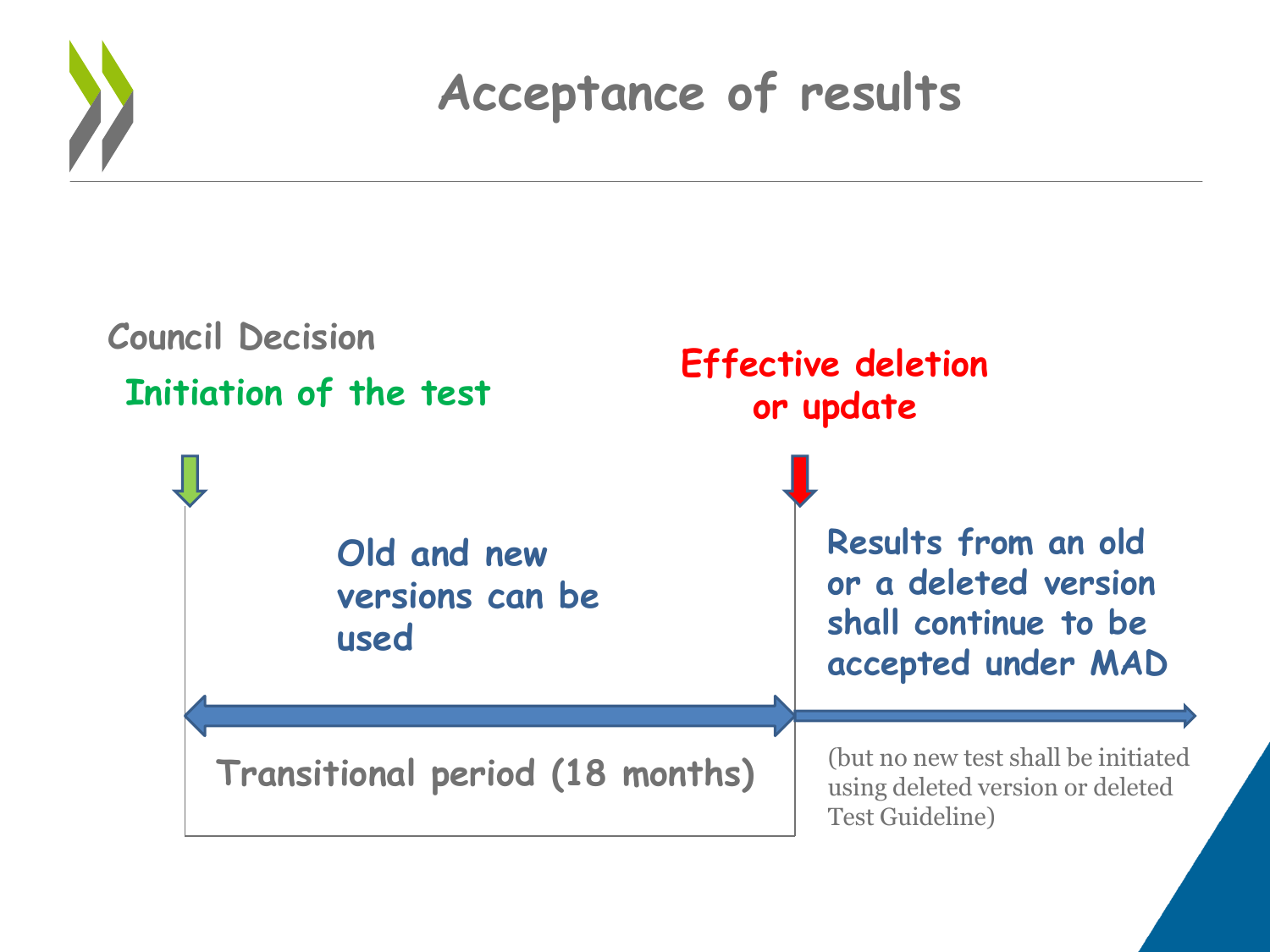# Acceptance of results

Council Decision

Initiation of the test

Effective deletion or update

Old and new versions can be used

Results from an old or a deleted version shall continue to be accepted under MAD

Transitional period (18 months)

(but no new test shall be initiated using deleted version or deleted Test Guideline)